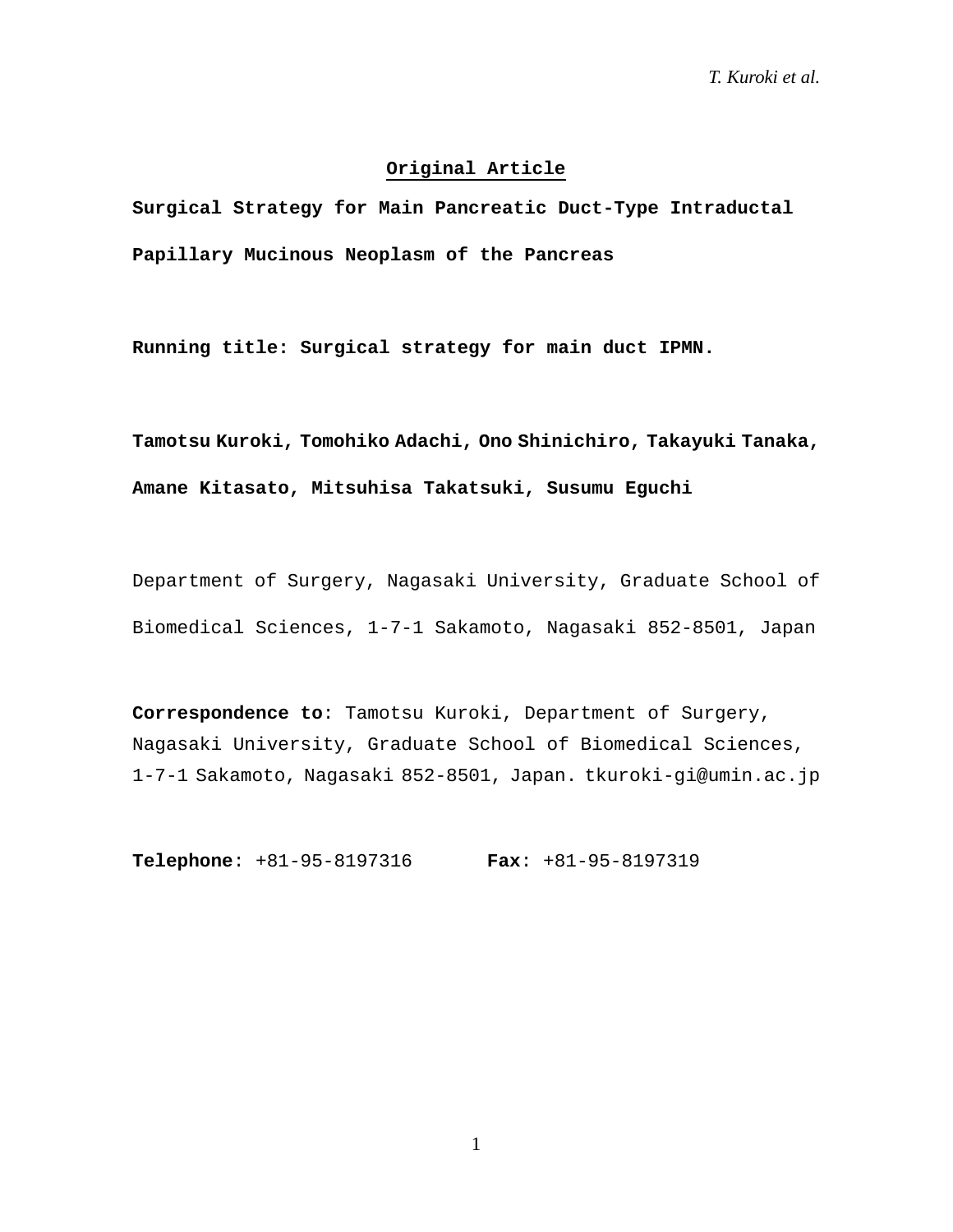**Original Article**

# Surgical Strategy for Main Pancreatic Duct-Type Intraductal Papillary Mucinous Neoplasm of the Pancreas

**Running title: Surgical strategy for main duct IPMN.**

**Tamotsu Kuroki, Tomohiko Adachi, Ono Shinichiro, Takayuki Tanaka, Amane Kitasato, Mitsuhisa Takatsuki, Susumu Eguchi**

Department of Surgery, Nagasaki University, Graduate School of Biomedical Sciences, 1-7-1 Sakamoto, Nagasaki 852-8501, Japan

**Correspondence to**: Tamotsu Kuroki, Department of Surgery, Nagasaki University, Graduate School of Biomedical Sciences, 1-7-1 Sakamoto, Nagasaki 852-8501, Japan. tkuroki-gi@umin.ac.jp

**Telephone**: +81-95-8197316 **Fax**: +81-95-8197319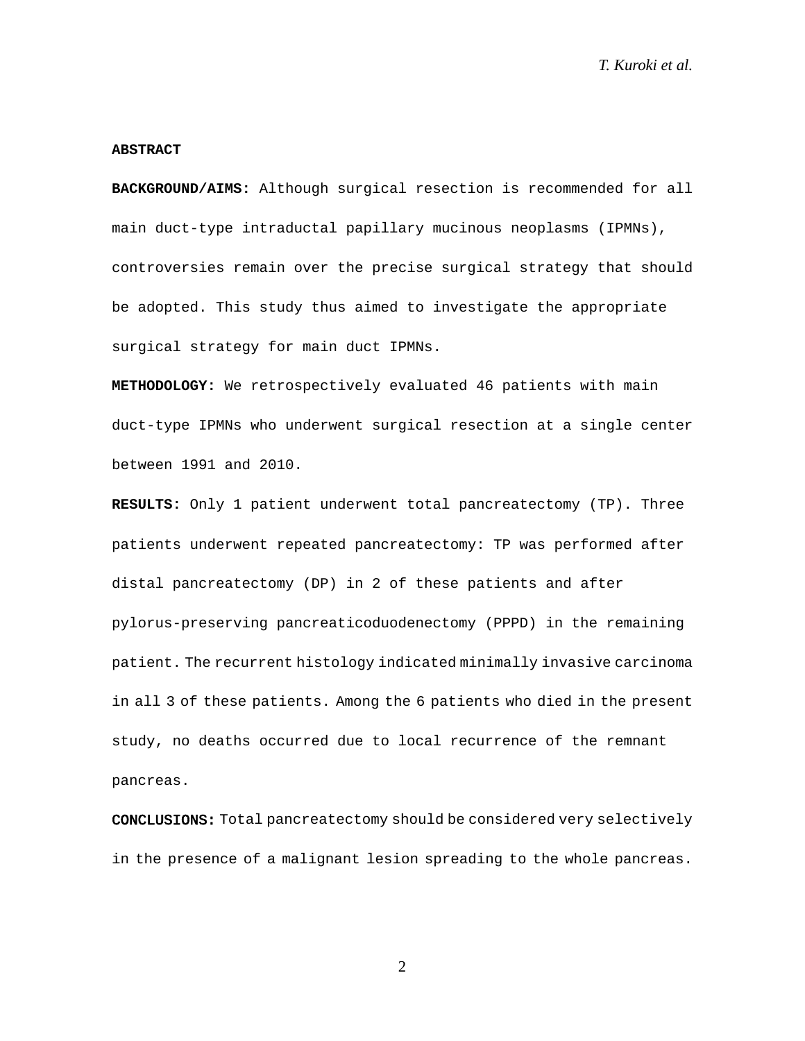## ABSTRACT

**BACKGROUND/AIMS:** Although surgical resection is recommended for all main duct-type intraductal papillary mucinous neoplasms (IPMNs), controversies remain over the precise surgical strategy that should be adopted. This study thus aimed to investigate the appropriate surgical strategy for main duct IPMNs.

**METHODOLOGY:** We retrospectively evaluated 46 patients with main duct-type IPMNs who underwent surgical resection at a single center between 1991 and 2010.

**RESULTS:** Only 1 patient underwent total pancreatectomy (TP). Three patients underwent repeated pancreatectomy: TP was performed after distal pancreatectomy (DP) in 2 of these patients and after pylorus-preserving pancreaticoduodenectomy (PPPD) in the remaining patient. The recurrent histology indicated minimally invasive carcinoma in all 3 of these patients. Among the 6 patients who died in the present study, no deaths occurred due to local recurrence of the remnant pancreas.

**CONCLUSIONS:** Total pancreatectomy should be considered very selectively in the presence of a malignant lesion spreading to the whole pancreas.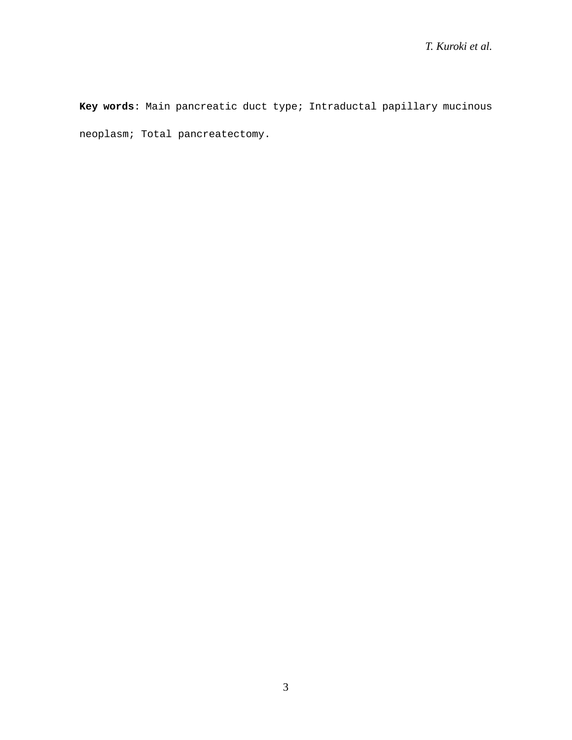**Key words**: Main pancreatic duct type; Intraductal papillary mucinous neoplasm; Total pancreatectomy.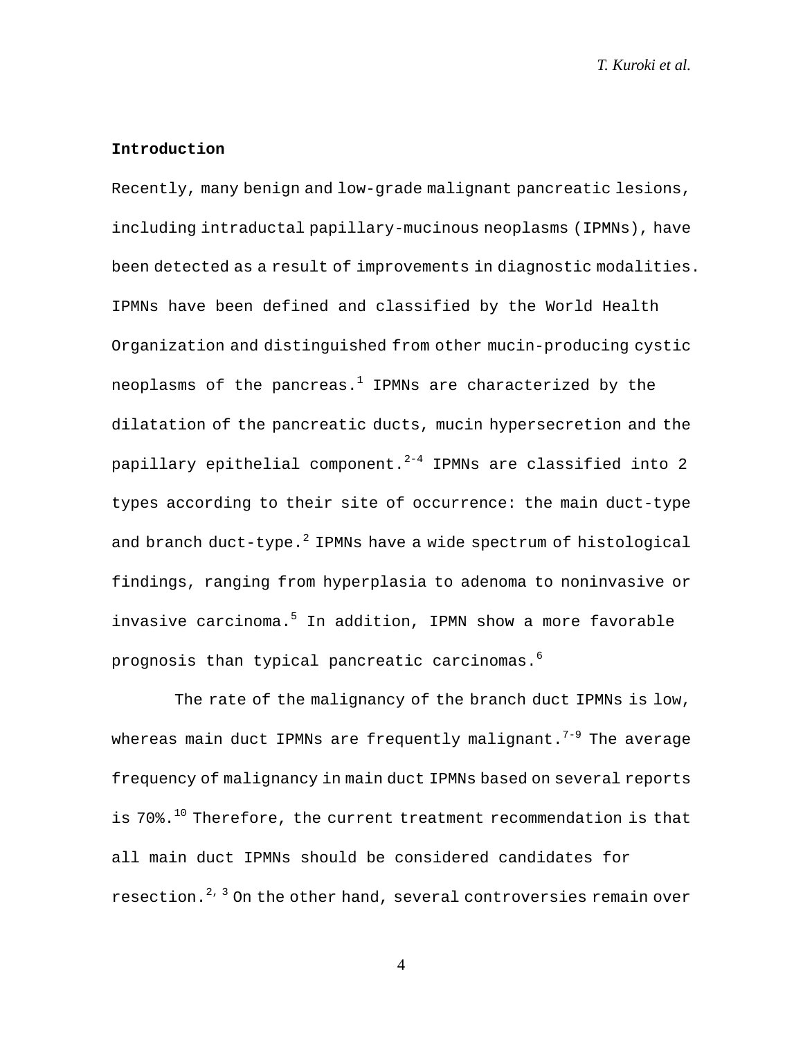## Introduction

Recently, many benign and low-grade malignant pancreatic lesions, including intraductal papillary-mucinous neoplasms (IPMNs), have been detected as a result of improvements in diagnostic modalities. IPMNs have been defined and classified by the World Health Organization and distinguished from other mucin-producing cystic neoplasms of the pancreas.[1] IPMNs are characterized by the dilatation of the pancreatic ducts, mucin hypersecretion and the papillary epithelial component.[2-4] IPMNs are classified into 2 types according to their site of occurrence: the main duct-type and branch duct-type.[2] IPMNs have a wide spectrum of histological findings, ranging from hyperplasia to adenoma to noninvasive or invasive carcinoma.[5] In addition, IPMN show a more favorable prognosis than typical pancreatic carcinomas.[6]

The rate of the malignancy of the branch duct IPMNs is low, whereas main duct IPMNs are frequently malignant.[7-9] The average frequency of malignancy in main duct IPMNs based on several reports is 70%.[10] Therefore, the current treatment recommendation is that all main duct IPMNs should be considered candidates for resection.[2,3] On the other hand, several controversies remain over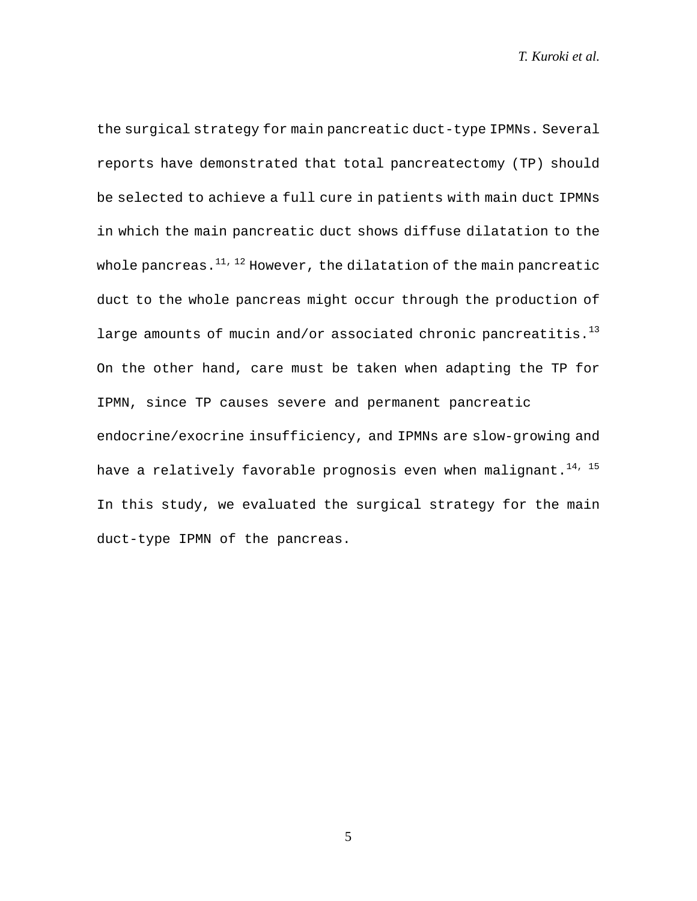the surgical strategy for main pancreatic duct-type IPMNs. Several reports have demonstrated that total pancreatectomy (TP) should be selected to achieve a full cure in patients with main duct IPMNs in which the main pancreatic duct shows diffuse dilatation to the whole pancreas.[11, 12] However, the dilatation of the main pancreatic duct to the whole pancreas might occur through the production of large amounts of mucin and/or associated chronic pancreatitis.[13] On the other hand, care must be taken when adapting the TP for IPMN, since TP causes severe and permanent pancreatic endocrine/exocrine insufficiency, and IPMNs are slow-growing and have a relatively favorable prognosis even when malignant.[14, 15] In this study, we evaluated the surgical strategy for the main duct-type IPMN of the pancreas.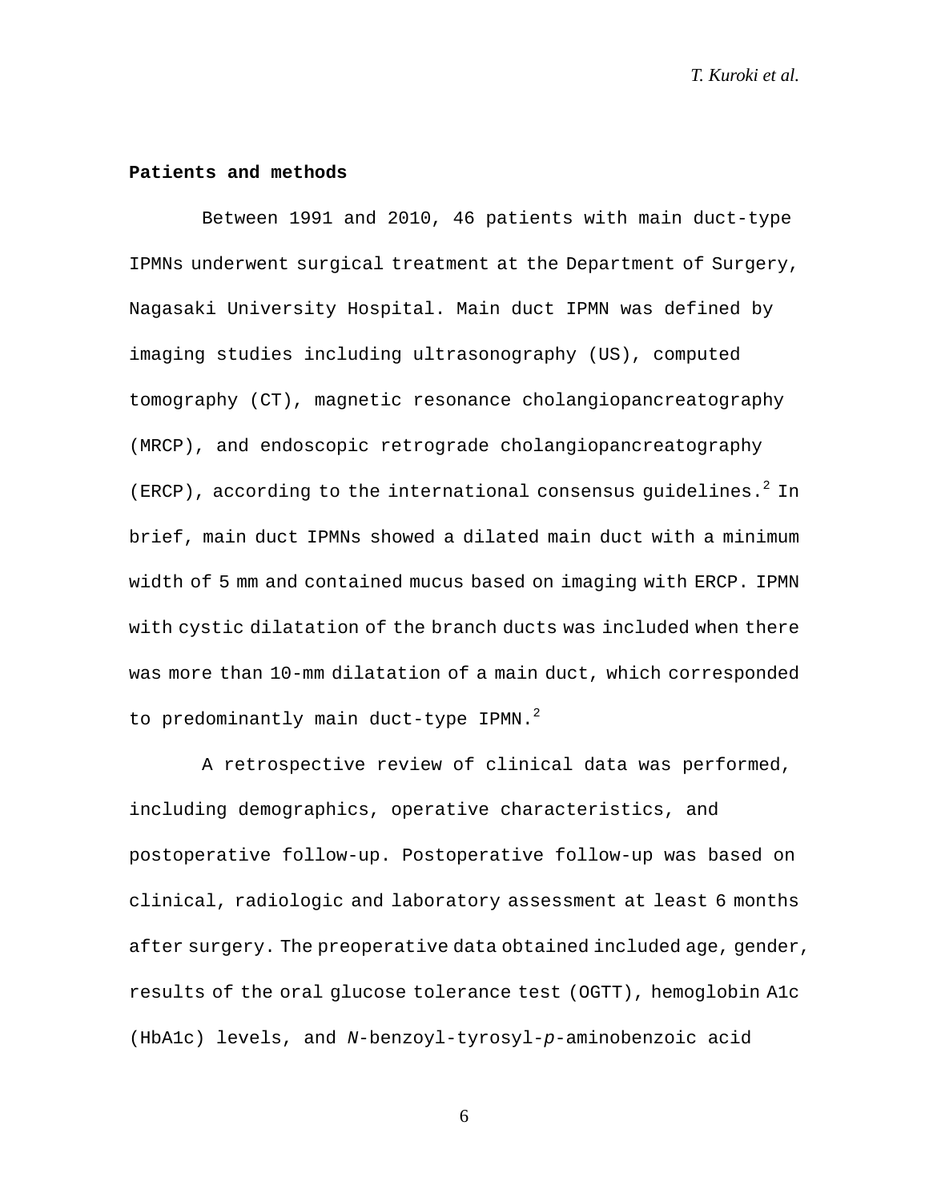**Patients and methods**

Between 1991 and 2010, 46 patients with main duct-type IPMNs underwent surgical treatment at the Department of Surgery, Nagasaki University Hospital. Main duct IPMN was defined by imaging studies including ultrasonography (US), computed tomography (CT), magnetic resonance cholangiopancreatography (MRCP), and endoscopic retrograde cholangiopancreatography (ERCP), according to the international consensus guidelines.[2] In brief, main duct IPMNs showed a dilated main duct with a minimum width of 5 mm and contained mucus based on imaging with ERCP. IPMN with cystic dilatation of the branch ducts was included when there was more than 10-mm dilatation of a main duct, which corresponded to predominantly main duct-type IPMN.[2]

A retrospective review of clinical data was performed, including demographics, operative characteristics, and postoperative follow-up. Postoperative follow-up was based on clinical, radiologic and laboratory assessment at least 6 months after surgery. The preoperative data obtained included age, gender, results of the oral glucose tolerance test (OGTT), hemoglobin A1c (HbA1c) levels, and *N*-benzoyl-tyrosyl-*p*-aminobenzoic acid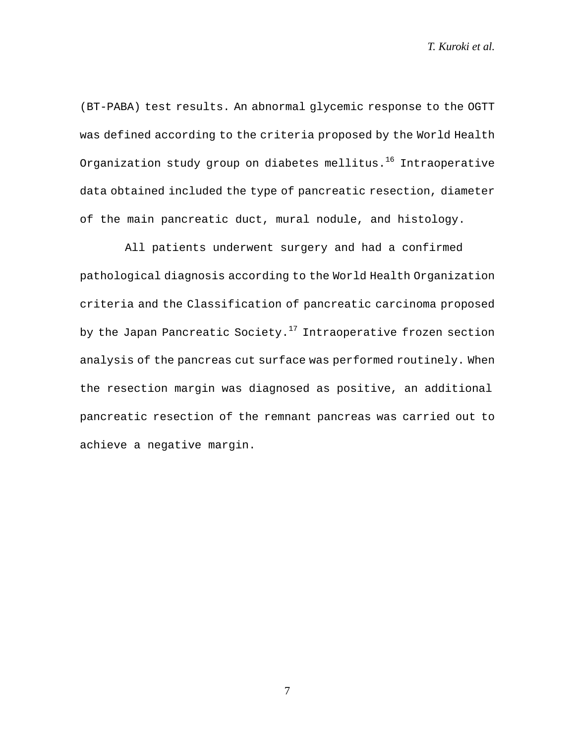(BT-PABA) test results. An abnormal glycemic response to the OGTT was defined according to the criteria proposed by the World Health Organization study group on diabetes mellitus.[16] Intraoperative data obtained included the type of pancreatic resection, diameter of the main pancreatic duct, mural nodule, and histology.

All patients underwent surgery and had a confirmed pathological diagnosis according to the World Health Organization criteria and the Classification of pancreatic carcinoma proposed by the Japan Pancreatic Society.[17] Intraoperative frozen section analysis of the pancreas cut surface was performed routinely. When the resection margin was diagnosed as positive, an additional pancreatic resection of the remnant pancreas was carried out to achieve a negative margin.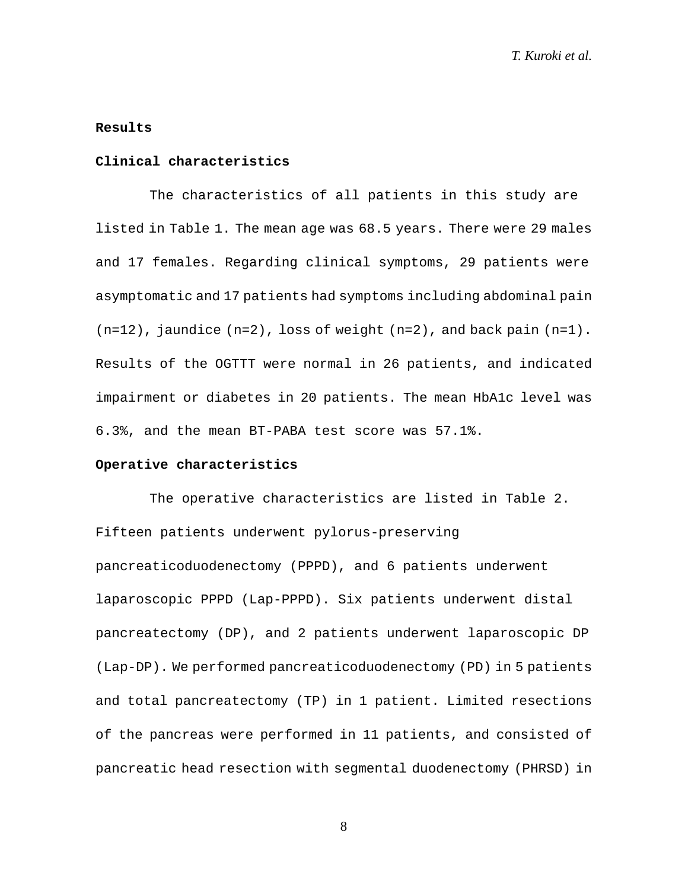## Results

### Clinical characteristics

The characteristics of all patients in this study are listed in Table 1. The mean age was 68.5 years. There were 29 males and 17 females. Regarding clinical symptoms, 29 patients were asymptomatic and 17 patients had symptoms including abdominal pain (n=12), jaundice (n=2), loss of weight (n=2), and back pain (n=1). Results of the OGTTT were normal in 26 patients, and indicated impairment or diabetes in 20 patients. The mean HbA1c level was 6.3%, and the mean BT-PABA test score was 57.1%.

### Operative characteristics

The operative characteristics are listed in Table 2. Fifteen patients underwent pylorus-preserving pancreaticoduodenectomy (PPPD), and 6 patients underwent laparoscopic PPPD (Lap-PPPD). Six patients underwent distal pancreatectomy (DP), and 2 patients underwent laparoscopic DP (Lap-DP). We performed pancreaticoduodenectomy (PD) in 5 patients and total pancreatectomy (TP) in 1 patient. Limited resections of the pancreas were performed in 11 patients, and consisted of pancreatic head resection with segmental duodenectomy (PHRSD) in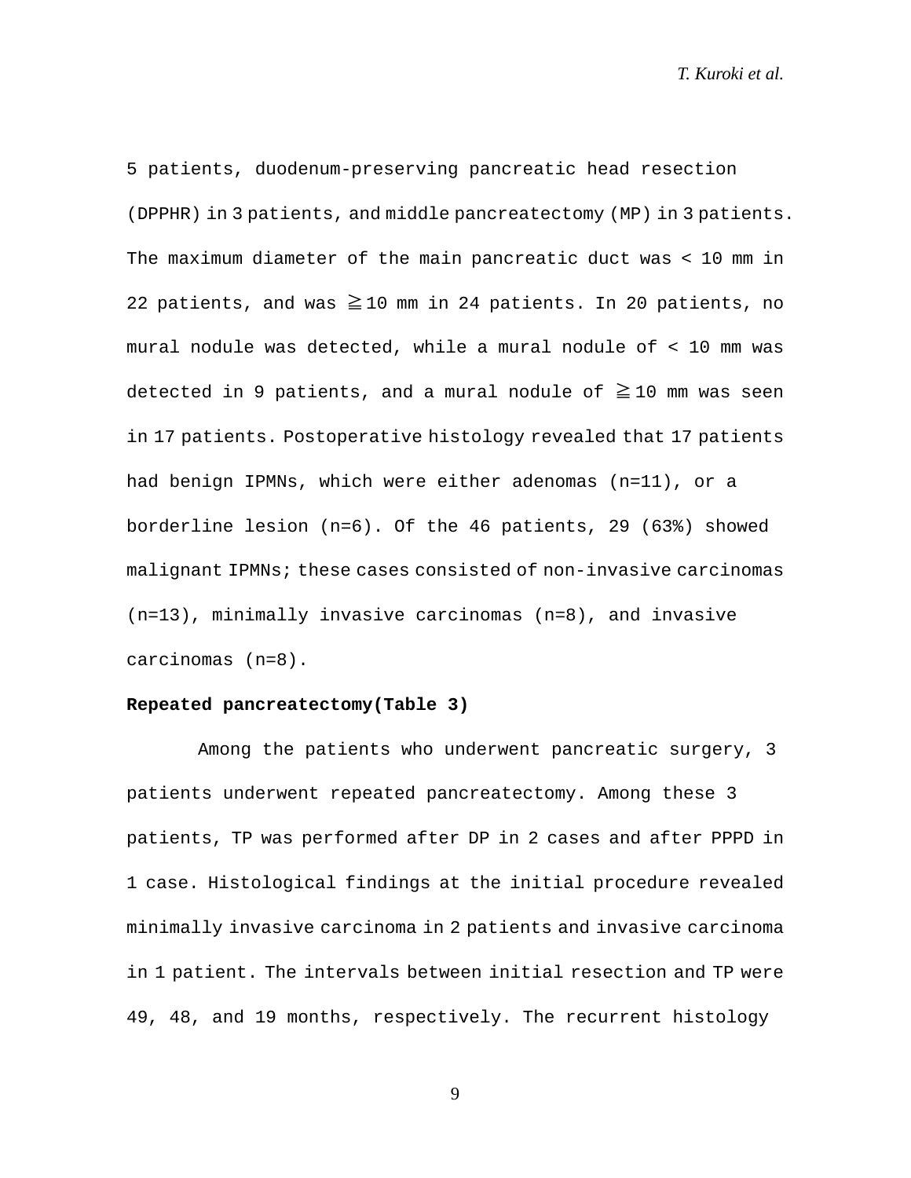5 patients, duodenum-preserving pancreatic head resection (DPPHR) in 3 patients, and middle pancreatectomy (MP) in 3 patients. The maximum diameter of the main pancreatic duct was < 10 mm in 22 patients, and was ≧10 mm in 24 patients. In 20 patients, no mural nodule was detected, while a mural nodule of < 10 mm was detected in 9 patients, and a mural nodule of ≧10 mm was seen in 17 patients. Postoperative histology revealed that 17 patients had benign IPMNs, which were either adenomas (n=11), or a borderline lesion (n=6). Of the 46 patients, 29 (63%) showed malignant IPMNs; these cases consisted of non-invasive carcinomas (n=13), minimally invasive carcinomas (n=8), and invasive carcinomas (n=8).

**Repeated pancreatectomy(Table 3)**

Among the patients who underwent pancreatic surgery, 3 patients underwent repeated pancreatectomy. Among these 3 patients, TP was performed after DP in 2 cases and after PPPD in 1 case. Histological findings at the initial procedure revealed minimally invasive carcinoma in 2 patients and invasive carcinoma in 1 patient. The intervals between initial resection and TP were 49, 48, and 19 months, respectively. The recurrent histology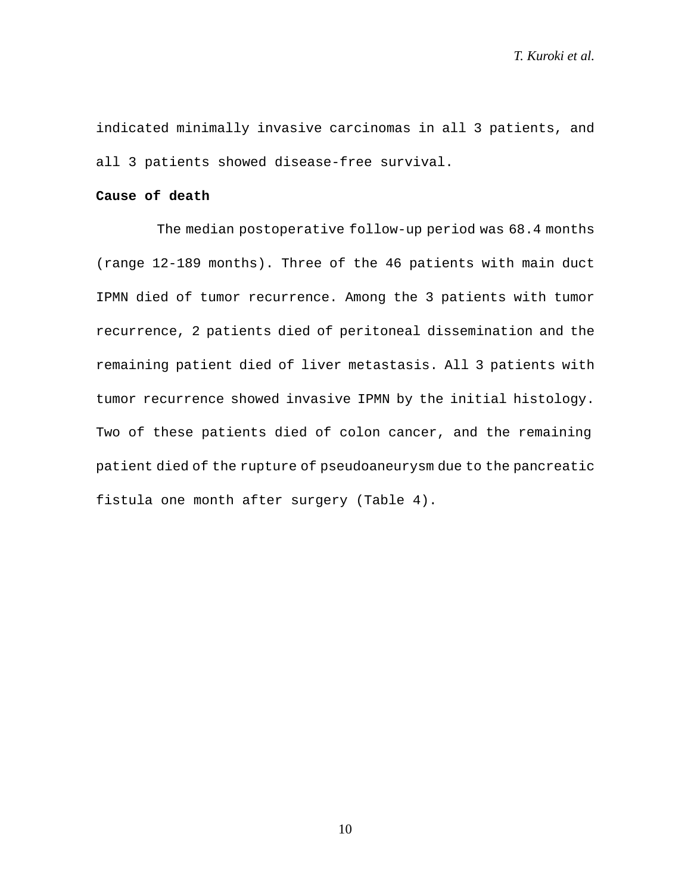indicated minimally invasive carcinomas in all 3 patients, and all 3 patients showed disease-free survival.

**Cause of death**

The median postoperative follow-up period was 68.4 months (range 12-189 months). Three of the 46 patients with main duct IPMN died of tumor recurrence. Among the 3 patients with tumor recurrence, 2 patients died of peritoneal dissemination and the remaining patient died of liver metastasis. All 3 patients with tumor recurrence showed invasive IPMN by the initial histology. Two of these patients died of colon cancer, and the remaining patient died of the rupture of pseudoaneurysm due to the pancreatic fistula one month after surgery (Table 4).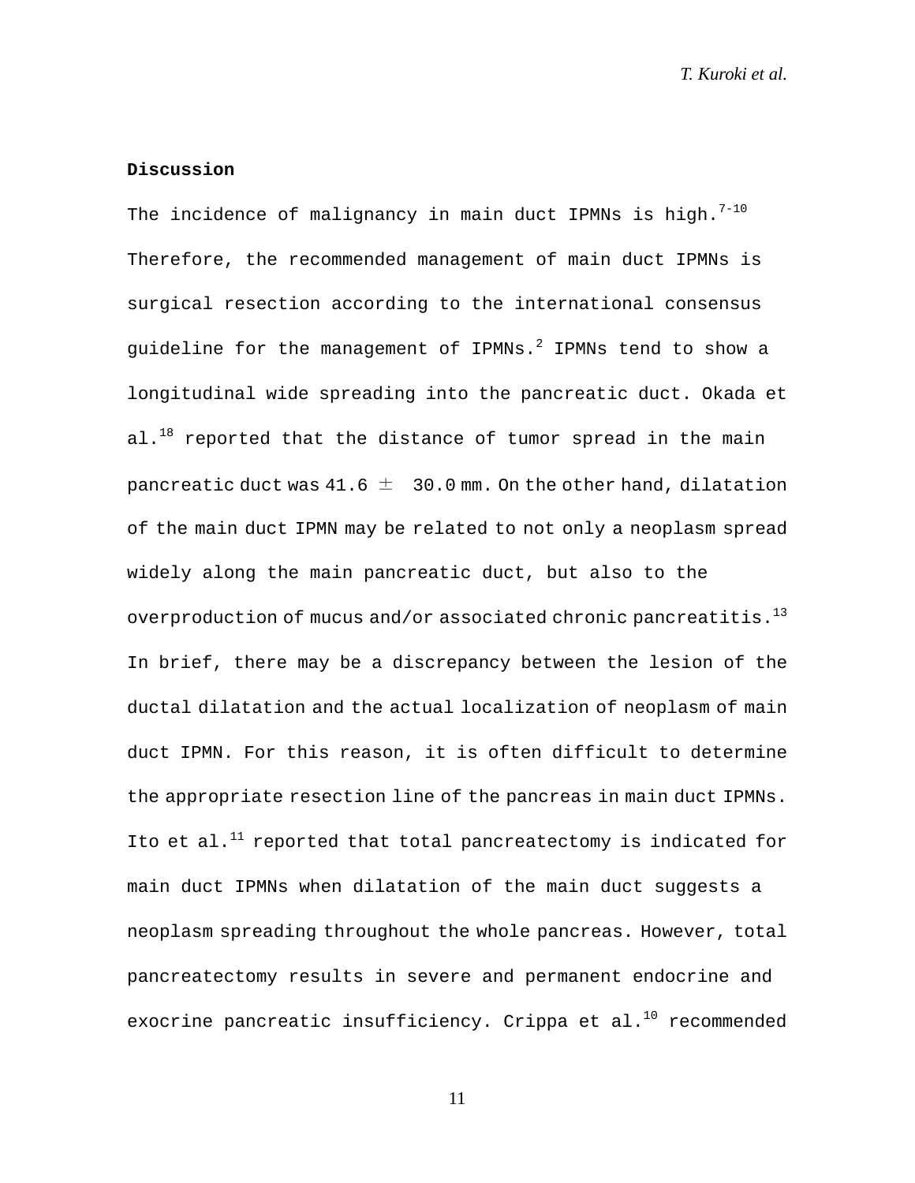**Discussion**

The incidence of malignancy in main duct IPMNs is high.[7-10] Therefore, the recommended management of main duct IPMNs is surgical resection according to the international consensus guideline for the management of IPMNs.[2] IPMNs tend to show a longitudinal wide spreading into the pancreatic duct. Okada et al.[18] reported that the distance of tumor spread in the main pancreatic duct was 41.6 ± 30.0 mm. On the other hand, dilatation of the main duct IPMN may be related to not only a neoplasm spread widely along the main pancreatic duct, but also to the overproduction of mucus and/or associated chronic pancreatitis.[13] In brief, there may be a discrepancy between the lesion of the ductal dilatation and the actual localization of neoplasm of main duct IPMN. For this reason, it is often difficult to determine the appropriate resection line of the pancreas in main duct IPMNs. Ito et al.[11] reported that total pancreatectomy is indicated for main duct IPMNs when dilatation of the main duct suggests a neoplasm spreading throughout the whole pancreas. However, total pancreatectomy results in severe and permanent endocrine and exocrine pancreatic insufficiency. Crippa et al.[10] recommended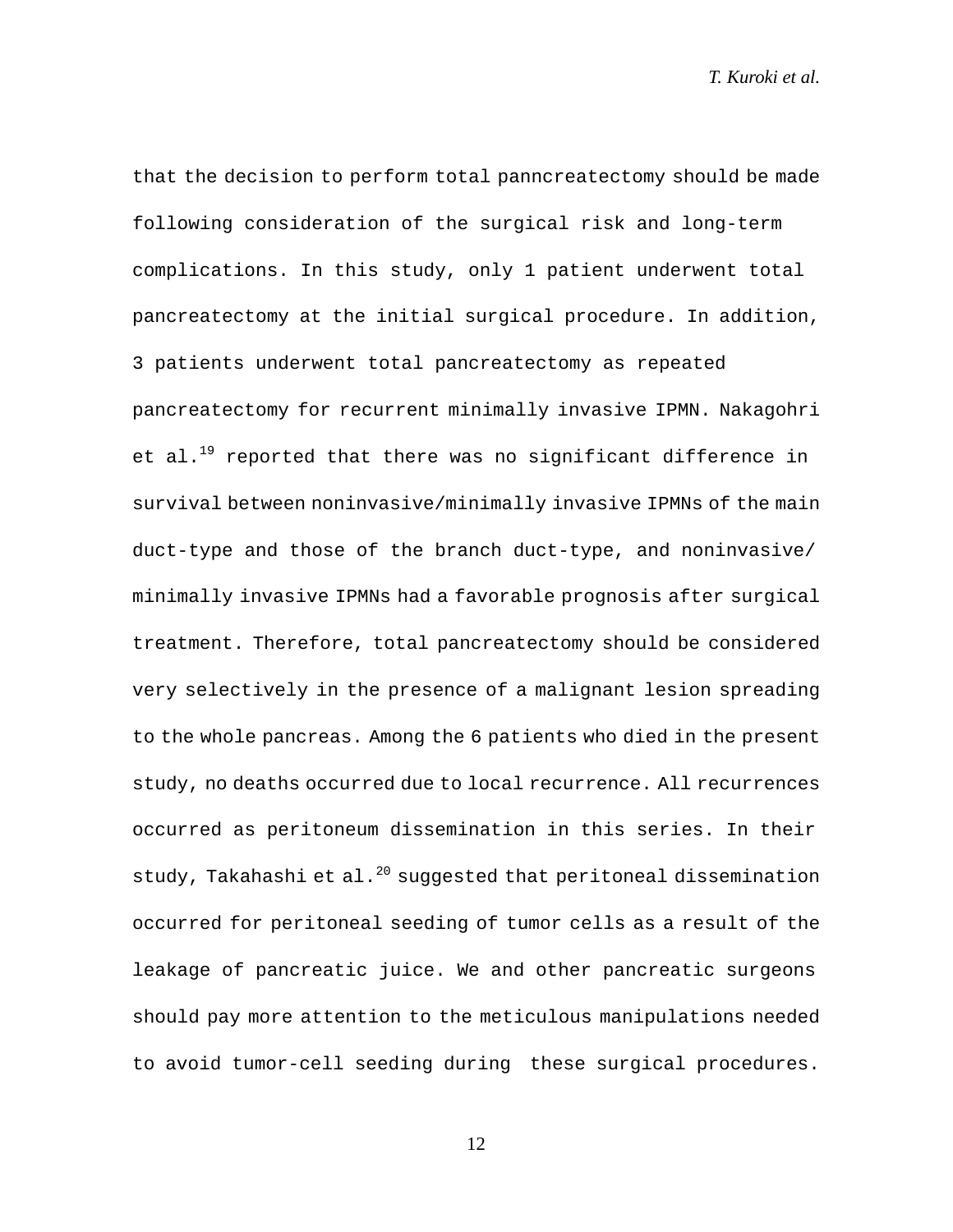that the decision to perform total panncreatectomy should be made following consideration of the surgical risk and long-term complications. In this study, only 1 patient underwent total pancreatectomy at the initial surgical procedure. In addition, 3 patients underwent total pancreatectomy as repeated pancreatectomy for recurrent minimally invasive IPMN. Nakagohri et al.[19] reported that there was no significant difference in survival between noninvasive/minimally invasive IPMNs of the main duct-type and those of the branch duct-type, and noninvasive/ minimally invasive IPMNs had a favorable prognosis after surgical treatment. Therefore, total pancreatectomy should be considered very selectively in the presence of a malignant lesion spreading to the whole pancreas. Among the 6 patients who died in the present study, no deaths occurred due to local recurrence. All recurrences occurred as peritoneum dissemination in this series. In their study, Takahashi et al.[20] suggested that peritoneal dissemination occurred for peritoneal seeding of tumor cells as a result of the leakage of pancreatic juice. We and other pancreatic surgeons should pay more attention to the meticulous manipulations needed to avoid tumor-cell seeding during these surgical procedures.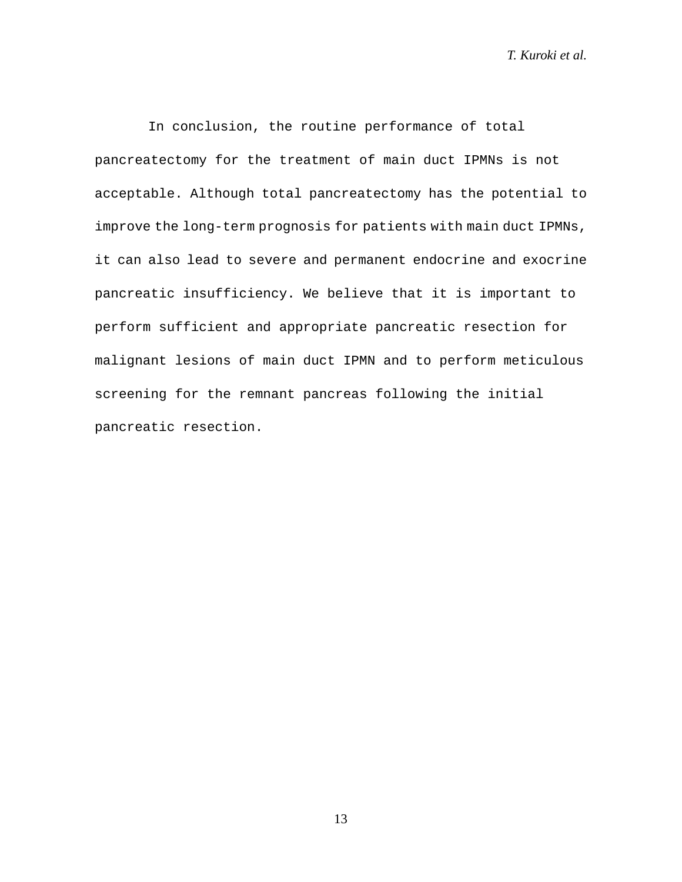In conclusion, the routine performance of total pancreatectomy for the treatment of main duct IPMNs is not acceptable. Although total pancreatectomy has the potential to improve the long-term prognosis for patients with main duct IPMNs, it can also lead to severe and permanent endocrine and exocrine pancreatic insufficiency. We believe that it is important to perform sufficient and appropriate pancreatic resection for malignant lesions of main duct IPMN and to perform meticulous screening for the remnant pancreas following the initial pancreatic resection.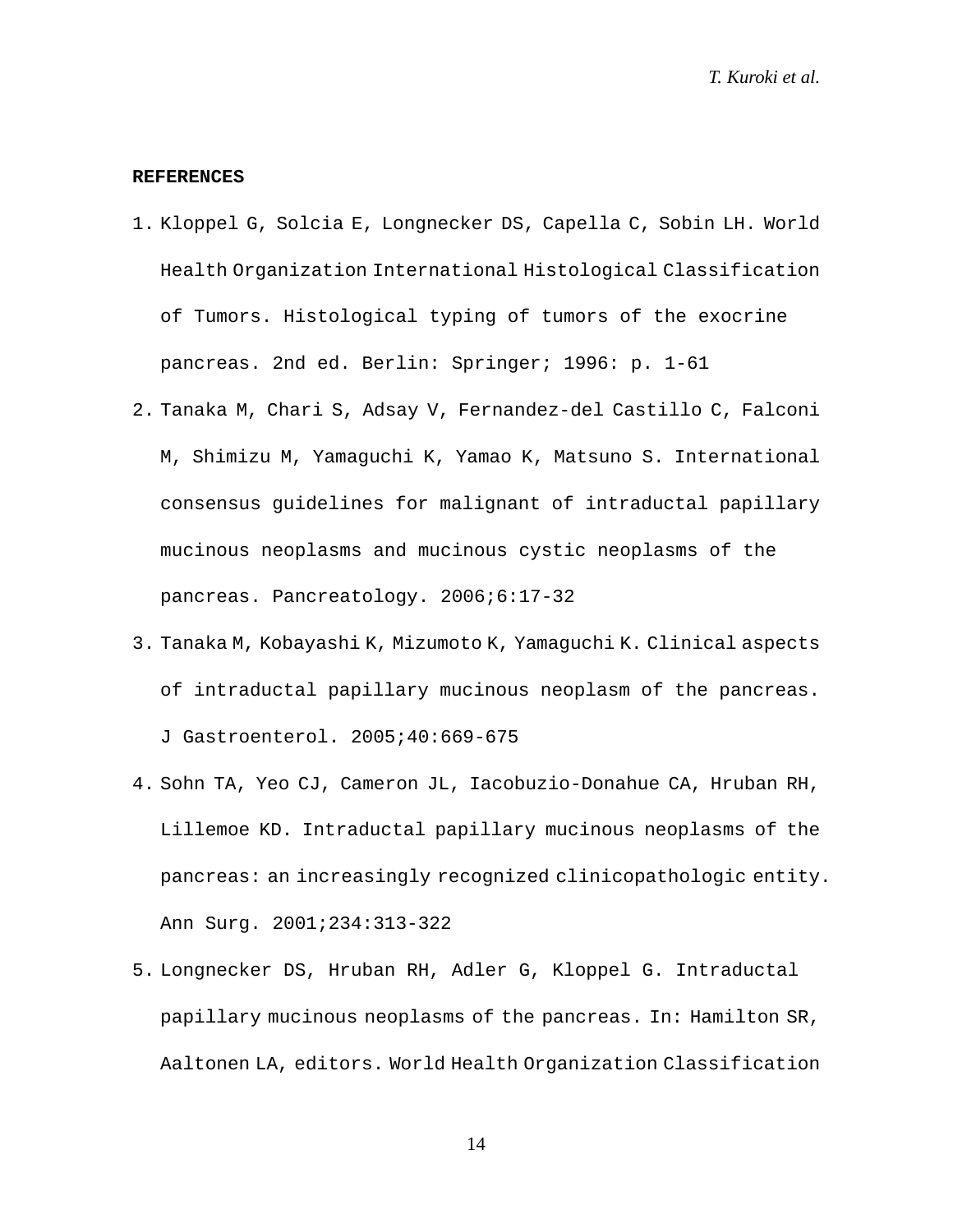**REFERENCES**

1. Kloppel G, Solcia E, Longnecker DS, Capella C, Sobin LH. World Health Organization International Histological Classification of Tumors. Histological typing of tumors of the exocrine pancreas. 2nd ed. Berlin: Springer; 1996: p. 1-61
2. Tanaka M, Chari S, Adsay V, Fernandez-del Castillo C, Falconi M, Shimizu M, Yamaguchi K, Yamao K, Matsuno S. International consensus guidelines for malignant of intraductal papillary mucinous neoplasms and mucinous cystic neoplasms of the pancreas. Pancreatology. 2006;6:17-32
3. Tanaka M, Kobayashi K, Mizumoto K, Yamaguchi K. Clinical aspects of intraductal papillary mucinous neoplasm of the pancreas. J Gastroenterol. 2005;40:669-675
4. Sohn TA, Yeo CJ, Cameron JL, Iacobuzio-Donahue CA, Hruban RH, Lillemoe KD. Intraductal papillary mucinous neoplasms of the pancreas: an increasingly recognized clinicopathologic entity. Ann Surg. 2001;234:313-322
5. Longnecker DS, Hruban RH, Adler G, Kloppel G. Intraductal papillary mucinous neoplasms of the pancreas. In: Hamilton SR, Aaltonen LA, editors. World Health Organization Classification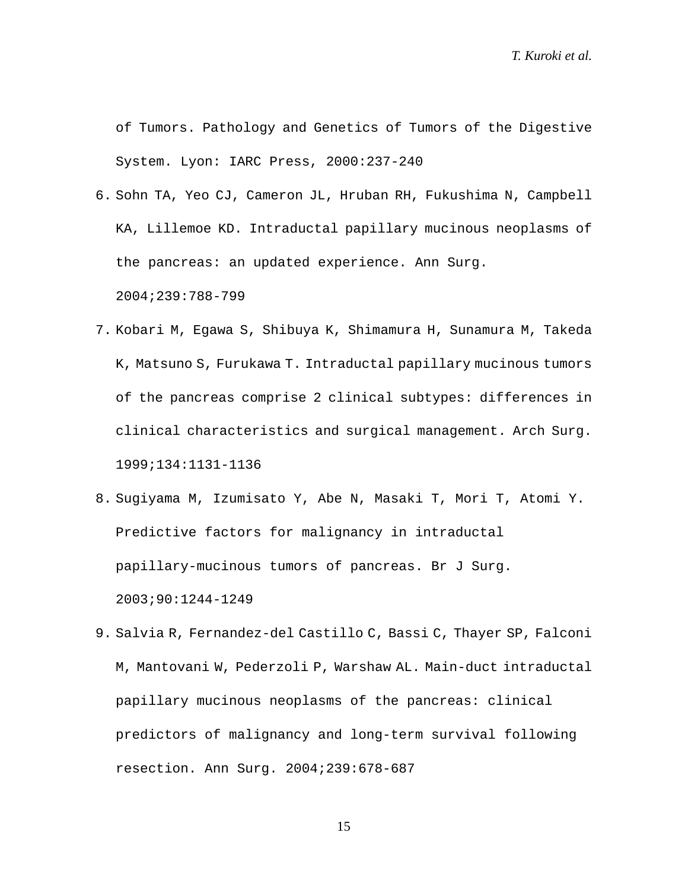of Tumors. Pathology and Genetics of Tumors of the Digestive System. Lyon: IARC Press, 2000:237-240

6. Sohn TA, Yeo CJ, Cameron JL, Hruban RH, Fukushima N, Campbell KA, Lillemoe KD. Intraductal papillary mucinous neoplasms of the pancreas: an updated experience. Ann Surg. 2004;239:788-799
7. Kobari M, Egawa S, Shibuya K, Shimamura H, Sunamura M, Takeda K, Matsuno S, Furukawa T. Intraductal papillary mucinous tumors of the pancreas comprise 2 clinical subtypes: differences in clinical characteristics and surgical management. Arch Surg. 1999;134:1131-1136
8. Sugiyama M, Izumisato Y, Abe N, Masaki T, Mori T, Atomi Y. Predictive factors for malignancy in intraductal papillary-mucinous tumors of pancreas. Br J Surg. 2003;90:1244-1249
9. Salvia R, Fernandez-del Castillo C, Bassi C, Thayer SP, Falconi M, Mantovani W, Pederzoli P, Warshaw AL. Main-duct intraductal papillary mucinous neoplasms of the pancreas: clinical predictors of malignancy and long-term survival following resection. Ann Surg. 2004;239:678-687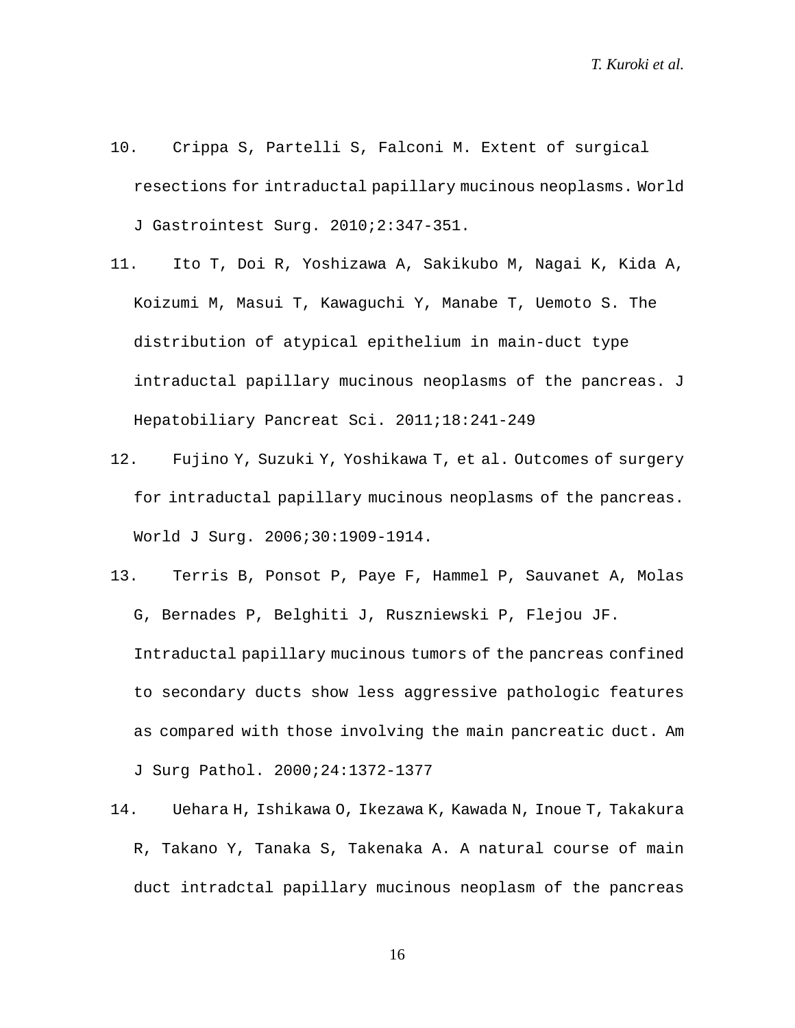10. Crippa S, Partelli S, Falconi M. Extent of surgical resections for intraductal papillary mucinous neoplasms. World J Gastrointest Surg. 2010;2:347-351.
11. Ito T, Doi R, Yoshizawa A, Sakikubo M, Nagai K, Kida A, Koizumi M, Masui T, Kawaguchi Y, Manabe T, Uemoto S. The distribution of atypical epithelium in main-duct type intraductal papillary mucinous neoplasms of the pancreas. J Hepatobiliary Pancreat Sci. 2011;18:241-249
12. Fujino Y, Suzuki Y, Yoshikawa T, et al. Outcomes of surgery for intraductal papillary mucinous neoplasms of the pancreas. World J Surg. 2006;30:1909-1914.
13. Terris B, Ponsot P, Paye F, Hammel P, Sauvanet A, Molas G, Bernades P, Belghiti J, Ruszniewski P, Flejou JF. Intraductal papillary mucinous tumors of the pancreas confined to secondary ducts show less aggressive pathologic features as compared with those involving the main pancreatic duct. Am J Surg Pathol. 2000;24:1372-1377
14. Uehara H, Ishikawa O, Ikezawa K, Kawada N, Inoue T, Takakura R, Takano Y, Tanaka S, Takenaka A. A natural course of main duct intradctal papillary mucinous neoplasm of the pancreas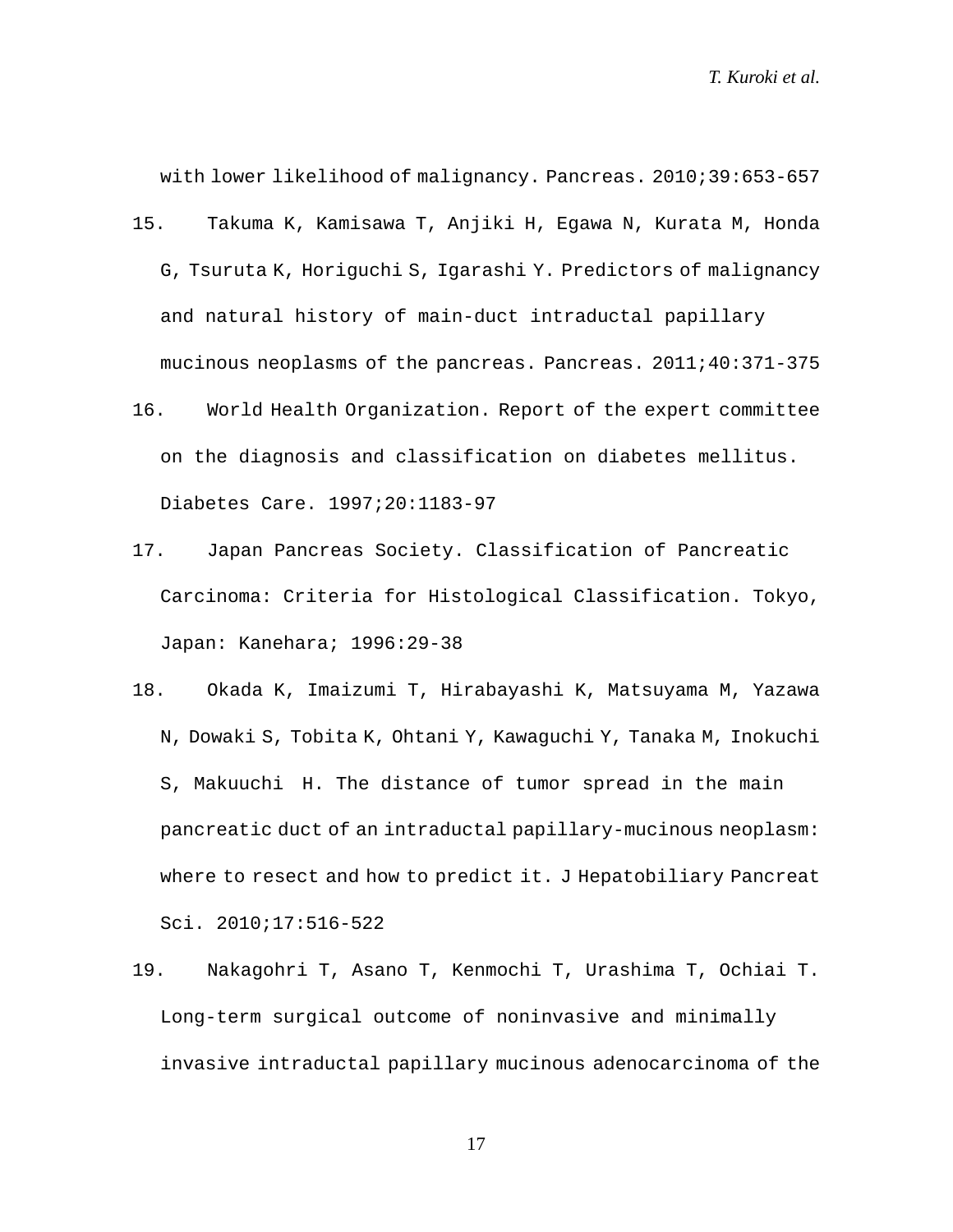with lower likelihood of malignancy. Pancreas. 2010;39:653-657

15. Takuma K, Kamisawa T, Anjiki H, Egawa N, Kurata M, Honda G, Tsuruta K, Horiguchi S, Igarashi Y. Predictors of malignancy and natural history of main-duct intraductal papillary mucinous neoplasms of the pancreas. Pancreas. 2011;40:371-375

16. World Health Organization. Report of the expert committee on the diagnosis and classification on diabetes mellitus. Diabetes Care. 1997;20:1183-97

17. Japan Pancreas Society. Classification of Pancreatic Carcinoma: Criteria for Histological Classification. Tokyo, Japan: Kanehara; 1996:29-38

18. Okada K, Imaizumi T, Hirabayashi K, Matsuyama M, Yazawa N, Dowaki S, Tobita K, Ohtani Y, Kawaguchi Y, Tanaka M, Inokuchi S, Makuuchi H. The distance of tumor spread in the main pancreatic duct of an intraductal papillary-mucinous neoplasm: where to resect and how to predict it. J Hepatobiliary Pancreat Sci. 2010;17:516-522

19. Nakagohri T, Asano T, Kenmochi T, Urashima T, Ochiai T. Long-term surgical outcome of noninvasive and minimally invasive intraductal papillary mucinous adenocarcinoma of the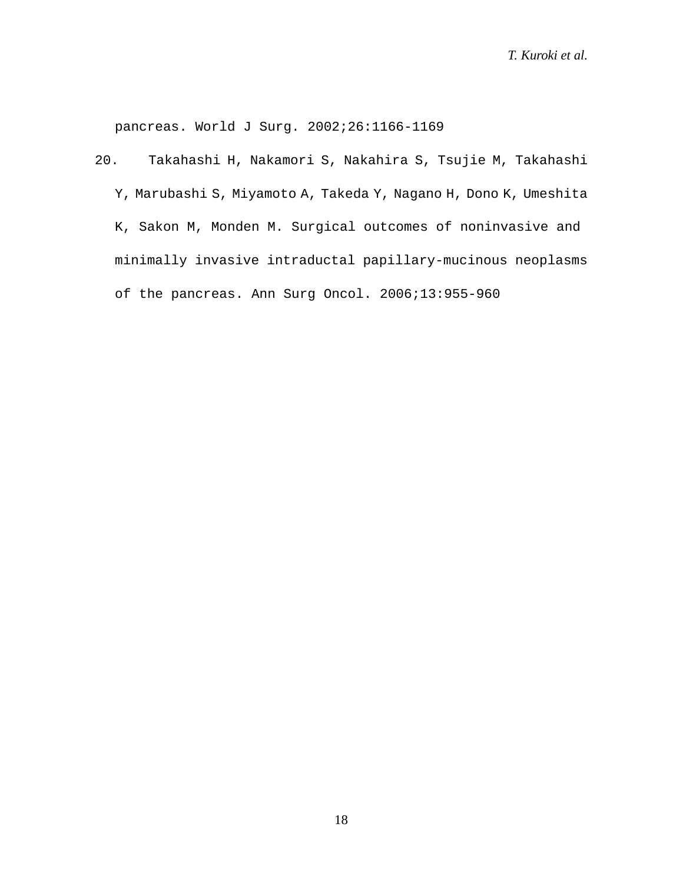pancreas. World J Surg. 2002;26:1166-1169

20. Takahashi H, Nakamori S, Nakahira S, Tsujie M, Takahashi Y, Marubashi S, Miyamoto A, Takeda Y, Nagano H, Dono K, Umeshita K, Sakon M, Monden M. Surgical outcomes of noninvasive and minimally invasive intraductal papillary-mucinous neoplasms of the pancreas. Ann Surg Oncol. 2006;13:955-960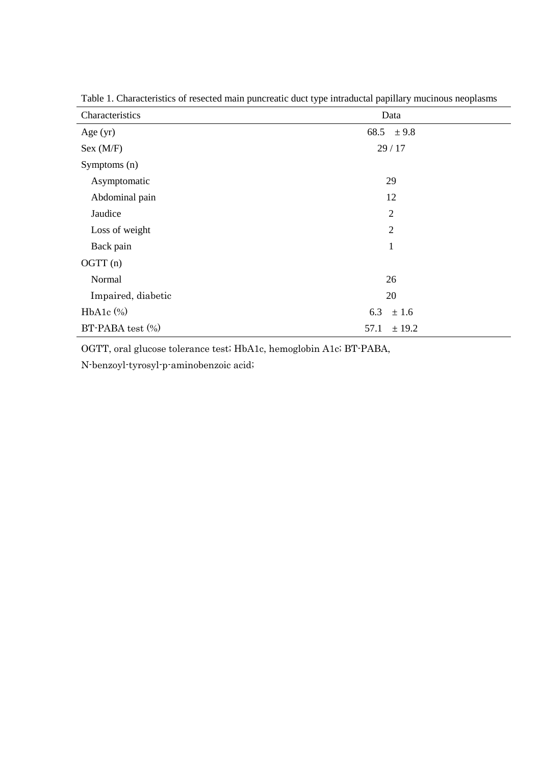Table 1. Characteristics of resected main puncreatic duct type intraductal papillary mucinous neoplasms

| Characteristics | Data |
|---|---|
| Age (yr) | 68.5 ± 9.8 |
| Sex (M/F) | 29 / 17 |
| Symptoms (n) | |
| Asymptomatic | 29 |
| Abdominal pain | 12 |
| Jaudice | 2 |
| Loss of weight | 2 |
| Back pain | 1 |
| OGTT (n) | |
| Normal | 26 |
| Impaired, diabetic | 20 |
| HbA1c (%) | 6.3 ± 1.6 |
| BT-PABA test (%) | 57.1 ± 19.2 |

OGTT, oral glucose tolerance test; HbA1c, hemoglobin A1c; BT-PABA, N-benzoyl-tyrosyl-p-aminobenzoic acid;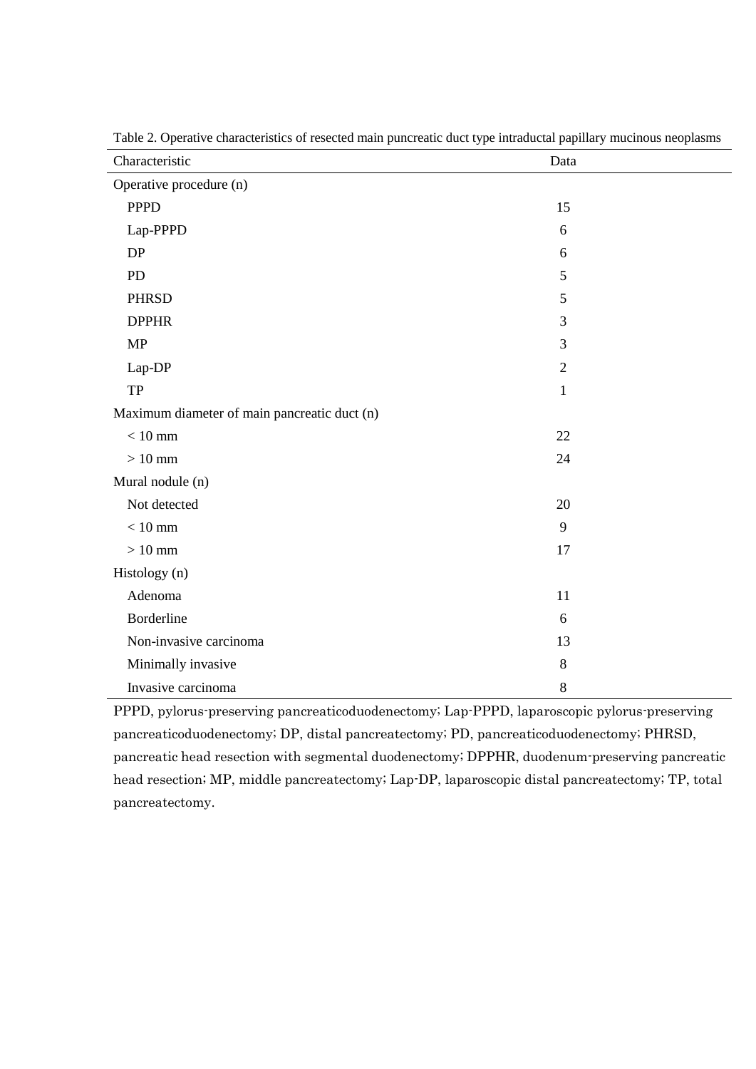Table 2. Operative characteristics of resected main puncreatic duct type intraductal papillary mucinous neoplasms

| Characteristic | Data |
|---|---|
| Operative procedure (n) | |
| PPPD | 15 |
| Lap-PPPD | 6 |
| DP | 6 |
| PD | 5 |
| PHRSD | 5 |
| DPPHR | 3 |
| MP | 3 |
| Lap-DP | 2 |
| TP | 1 |
| Maximum diameter of main pancreatic duct (n) | |
| < 10 mm | 22 |
| > 10 mm | 24 |
| Mural nodule (n) | |
| Not detected | 20 |
| < 10 mm | 9 |
| > 10 mm | 17 |
| Histology (n) | |
| Adenoma | 11 |
| Borderline | 6 |
| Non-invasive carcinoma | 13 |
| Minimally invasive | 8 |
| Invasive carcinoma | 8 |

PPPD, pylorus-preserving pancreaticoduodenectomy; Lap-PPPD, laparoscopic pylorus-preserving pancreaticoduodenectomy; DP, distal pancreatectomy; PD, pancreaticoduodenectomy; PHRSD, pancreatic head resection with segmental duodenectomy; DPPHR, duodenum-preserving pancreatic head resection; MP, middle pancreatectomy; Lap-DP, laparoscopic distal pancreatectomy; TP, total pancreatectomy.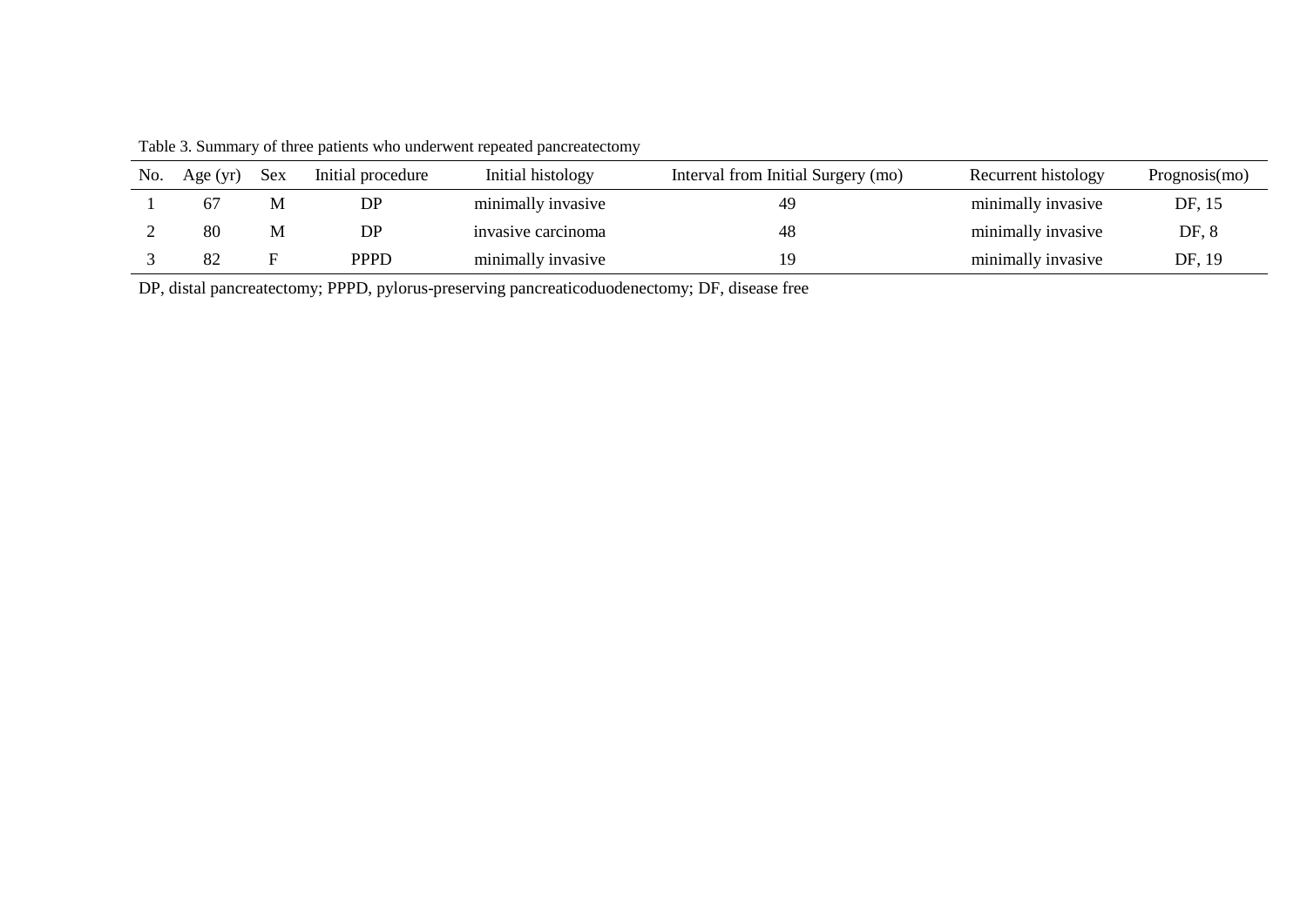Table 3. Summary of three patients who underwent repeated pancreatectomy

| No. | Age (yr) | Sex | Initial procedure | Initial histology | Interval from Initial Surgery (mo) | Recurrent histology | Prognosis(mo) |
|---|---|---|---|---|---|---|---|
| 1 | 67 | M | DP | minimally invasive | 49 | minimally invasive | DF, 15 |
| 2 | 80 | M | DP | invasive carcinoma | 48 | minimally invasive | DF, 8 |
| 3 | 82 | F | PPPD | minimally invasive | 19 | minimally invasive | DF, 19 |

DP, distal pancreatectomy; PPPD, pylorus-preserving pancreaticoduodenectomy; DF, disease free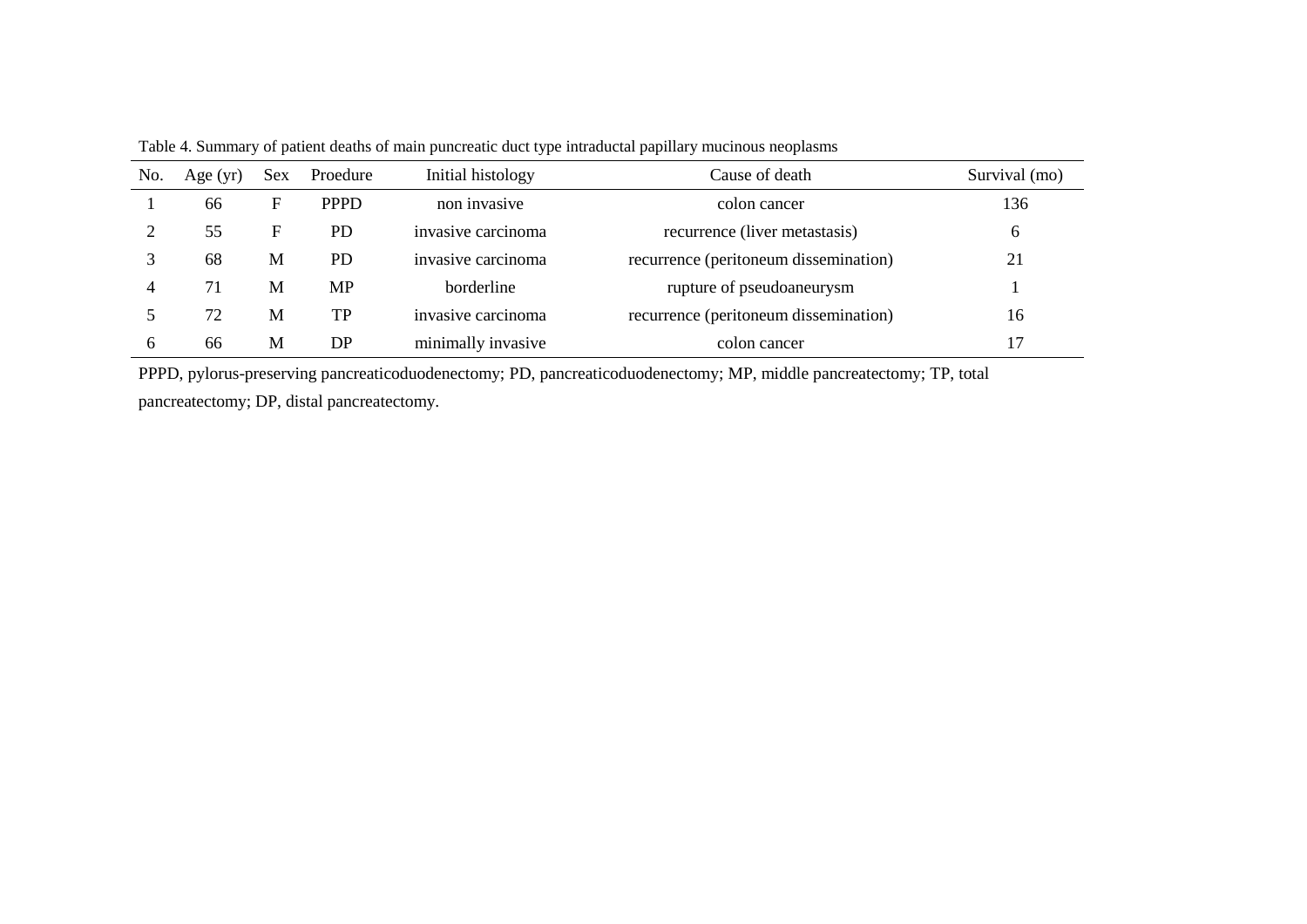Table 4. Summary of patient deaths of main puncreatic duct type intraductal papillary mucinous neoplasms

| No. | Age (yr) | Sex | Proedure | Initial histology | Cause of death | Survival (mo) |
|---|---|---|---|---|---|---|
| 1 | 66 | F | PPPD | non invasive | colon cancer | 136 |
| 2 | 55 | F | PD | invasive carcinoma | recurrence (liver metastasis) | 6 |
| 3 | 68 | M | PD | invasive carcinoma | recurrence (peritoneum dissemination) | 21 |
| 4 | 71 | M | MP | borderline | rupture of pseudoaneurysm | 1 |
| 5 | 72 | M | TP | invasive carcinoma | recurrence (peritoneum dissemination) | 16 |
| 6 | 66 | M | DP | minimally invasive | colon cancer | 17 |

PPPD, pylorus-preserving pancreaticoduodenectomy; PD, pancreaticoduodenectomy; MP, middle pancreatectomy; TP, total pancreatectomy; DP, distal pancreatectomy.